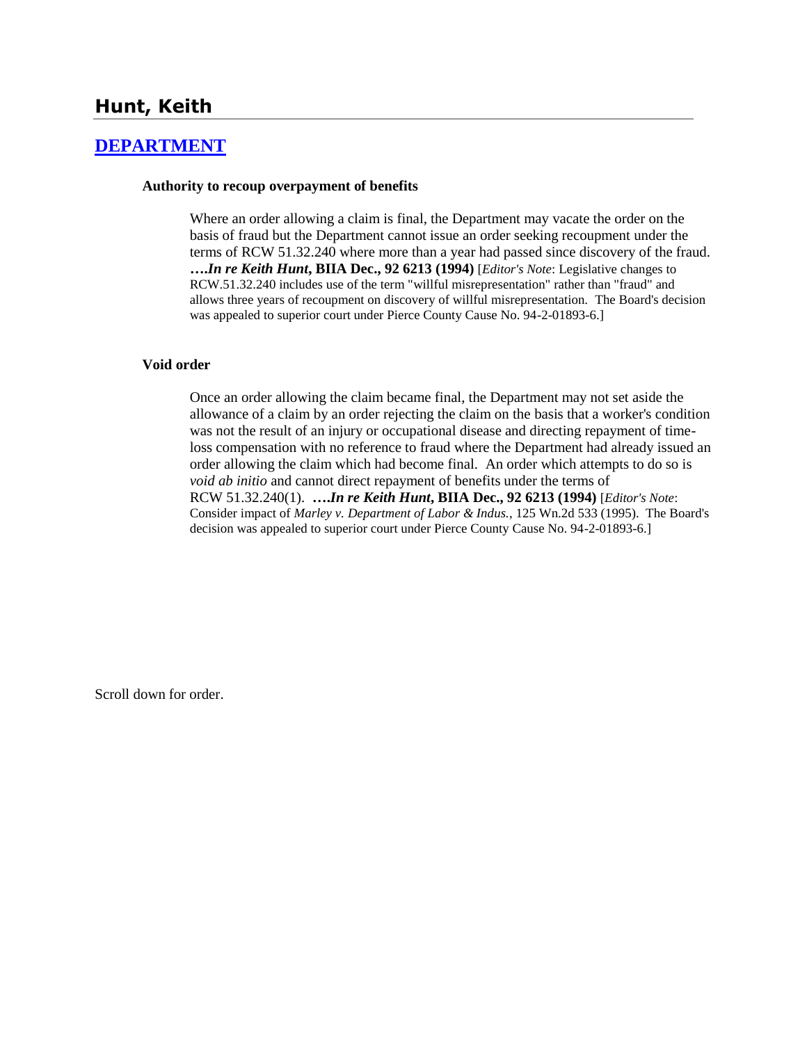# Hunt, Keith

## DEPARTMENT

**Authority to recoup overpayment of benefits**

Where an order allowing a claim is final, the Department may vacate the order on the basis of fraud but the Department cannot issue an order seeking recoupment under the terms of RCW 51.32.240 where more than a year had passed since discovery of the fraud. **….*In re Keith Hunt*, BIIA Dec., 92 6213 (1994)** [*Editor's Note*: Legislative changes to RCW.51.32.240 includes use of the term "willful misrepresentation" rather than "fraud" and allows three years of recoupment on discovery of willful misrepresentation. The Board's decision was appealed to superior court under Pierce County Cause No. 94-2-01893-6.]

**Void order**

Once an order allowing the claim became final, the Department may not set aside the allowance of a claim by an order rejecting the claim on the basis that a worker's condition was not the result of an injury or occupational disease and directing repayment of time-loss compensation with no reference to fraud where the Department had already issued an order allowing the claim which had become final. An order which attempts to do so is *void ab initio* and cannot direct repayment of benefits under the terms of RCW 51.32.240(1). **….*In re Keith Hunt*, BIIA Dec., 92 6213 (1994)** [*Editor's Note*: Consider impact of *Marley v. Department of Labor & Indus.*, 125 Wn.2d 533 (1995). The Board's decision was appealed to superior court under Pierce County Cause No. 94-2-01893-6.]

Scroll down for order.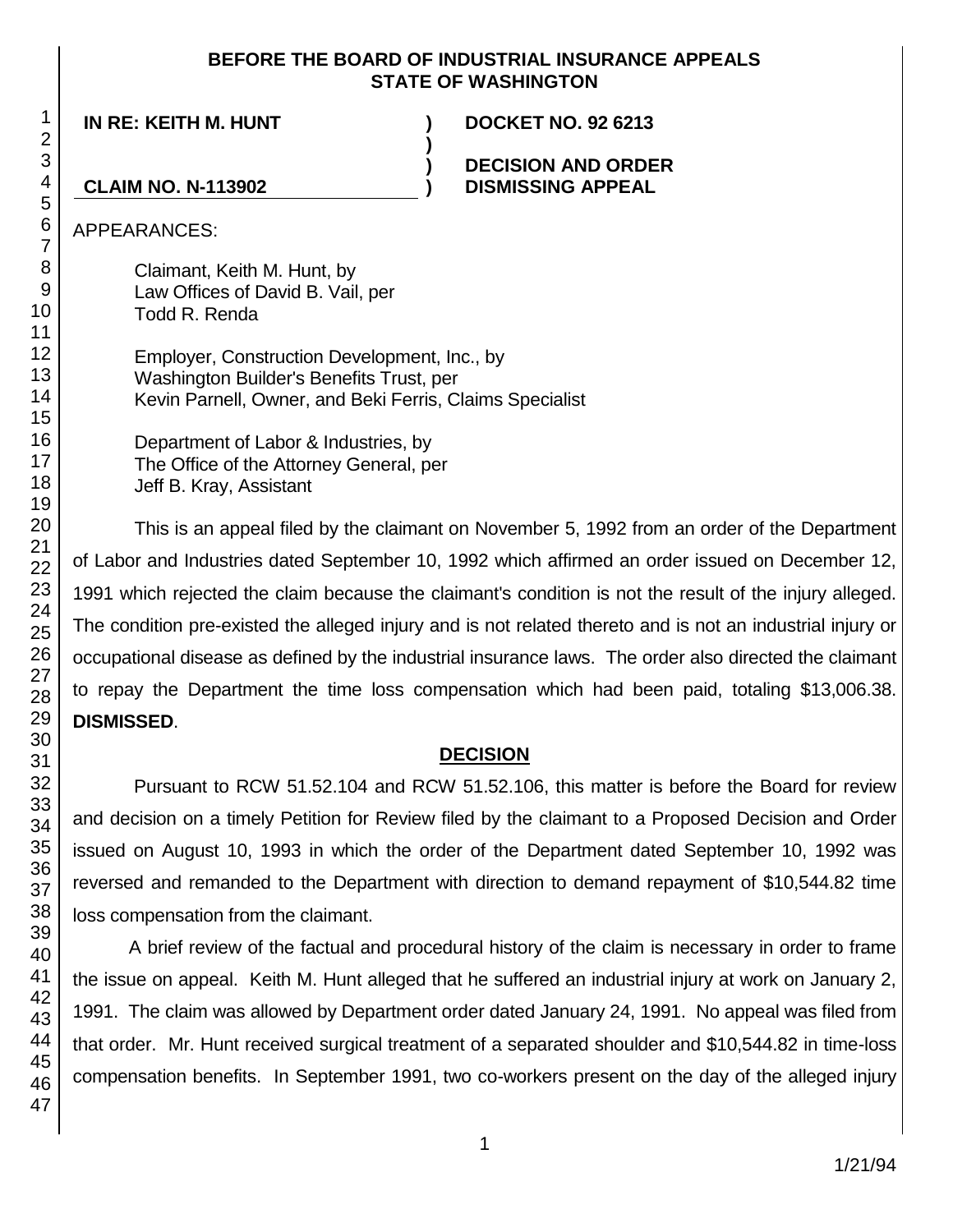**BEFORE THE BOARD OF INDUSTRIAL INSURANCE APPEALS**
**STATE OF WASHINGTON**

| | | |
|---|---|---|
| **IN RE: KEITH M. HUNT** | **)** | **DOCKET NO. 92 6213** |
| | **)** | |
| | **)** | **DECISION AND ORDER** |
| **CLAIM NO. N-113902** | **)** | **DISMISSING APPEAL** |

APPEARANCES:

Claimant, Keith M. Hunt, by
Law Offices of David B. Vail, per
Todd R. Renda

Employer, Construction Development, Inc., by
Washington Builder's Benefits Trust, per
Kevin Parnell, Owner, and Beki Ferris, Claims Specialist

Department of Labor & Industries, by
The Office of the Attorney General, per
Jeff B. Kray, Assistant

This is an appeal filed by the claimant on November 5, 1992 from an order of the Department of Labor and Industries dated September 10, 1992 which affirmed an order issued on December 12, 1991 which rejected the claim because the claimant's condition is not the result of the injury alleged. The condition pre-existed the alleged injury and is not related thereto and is not an industrial injury or occupational disease as defined by the industrial insurance laws. The order also directed the claimant to repay the Department the time loss compensation which had been paid, totaling $13,006.38. **DISMISSED**.

## DECISION

Pursuant to RCW 51.52.104 and RCW 51.52.106, this matter is before the Board for review and decision on a timely Petition for Review filed by the claimant to a Proposed Decision and Order issued on August 10, 1993 in which the order of the Department dated September 10, 1992 was reversed and remanded to the Department with direction to demand repayment of $10,544.82 time loss compensation from the claimant.

A brief review of the factual and procedural history of the claim is necessary in order to frame the issue on appeal. Keith M. Hunt alleged that he suffered an industrial injury at work on January 2, 1991. The claim was allowed by Department order dated January 24, 1991. No appeal was filed from that order. Mr. Hunt received surgical treatment of a separated shoulder and $10,544.82 in time-loss compensation benefits. In September 1991, two co-workers present on the day of the alleged injury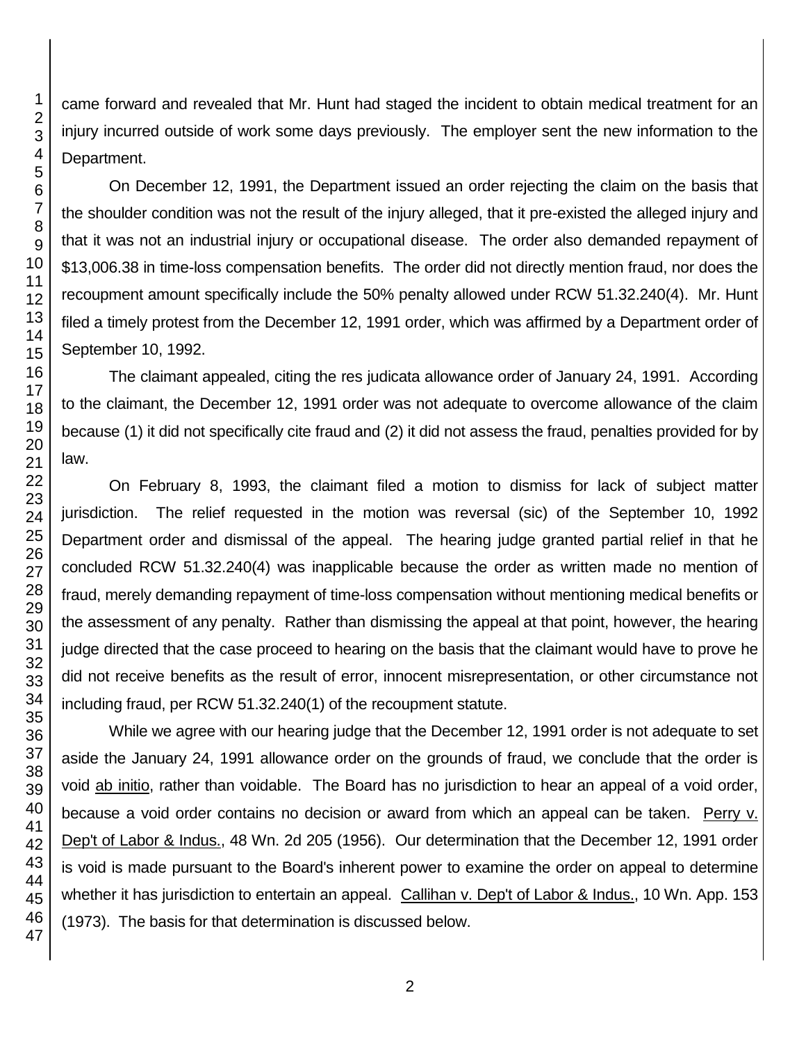came forward and revealed that Mr. Hunt had staged the incident to obtain medical treatment for an injury incurred outside of work some days previously. The employer sent the new information to the Department.

On December 12, 1991, the Department issued an order rejecting the claim on the basis that the shoulder condition was not the result of the injury alleged, that it pre-existed the alleged injury and that it was not an industrial injury or occupational disease. The order also demanded repayment of $13,006.38 in time-loss compensation benefits. The order did not directly mention fraud, nor does the recoupment amount specifically include the 50% penalty allowed under RCW 51.32.240(4). Mr. Hunt filed a timely protest from the December 12, 1991 order, which was affirmed by a Department order of September 10, 1992.

The claimant appealed, citing the res judicata allowance order of January 24, 1991. According to the claimant, the December 12, 1991 order was not adequate to overcome allowance of the claim because (1) it did not specifically cite fraud and (2) it did not assess the fraud, penalties provided for by law.

On February 8, 1993, the claimant filed a motion to dismiss for lack of subject matter jurisdiction. The relief requested in the motion was reversal (sic) of the September 10, 1992 Department order and dismissal of the appeal. The hearing judge granted partial relief in that he concluded RCW 51.32.240(4) was inapplicable because the order as written made no mention of fraud, merely demanding repayment of time-loss compensation without mentioning medical benefits or the assessment of any penalty. Rather than dismissing the appeal at that point, however, the hearing judge directed that the case proceed to hearing on the basis that the claimant would have to prove he did not receive benefits as the result of error, innocent misrepresentation, or other circumstance not including fraud, per RCW 51.32.240(1) of the recoupment statute.

While we agree with our hearing judge that the December 12, 1991 order is not adequate to set aside the January 24, 1991 allowance order on the grounds of fraud, we conclude that the order is void ab initio, rather than voidable. The Board has no jurisdiction to hear an appeal of a void order, because a void order contains no decision or award from which an appeal can be taken. Perry v. Dep't of Labor & Indus., 48 Wn. 2d 205 (1956). Our determination that the December 12, 1991 order is void is made pursuant to the Board's inherent power to examine the order on appeal to determine whether it has jurisdiction to entertain an appeal. Callihan v. Dep't of Labor & Indus., 10 Wn. App. 153 (1973). The basis for that determination is discussed below.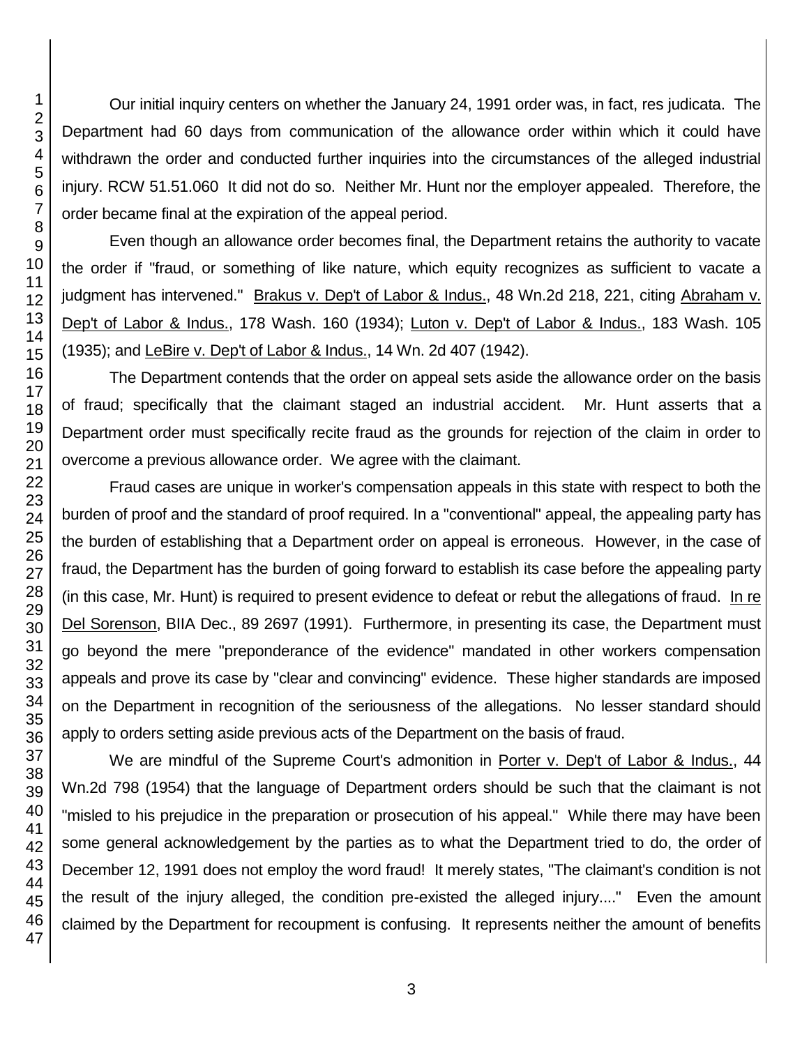Our initial inquiry centers on whether the January 24, 1991 order was, in fact, res judicata. The Department had 60 days from communication of the allowance order within which it could have withdrawn the order and conducted further inquiries into the circumstances of the alleged industrial injury. RCW 51.51.060 It did not do so. Neither Mr. Hunt nor the employer appealed. Therefore, the order became final at the expiration of the appeal period.

Even though an allowance order becomes final, the Department retains the authority to vacate the order if "fraud, or something of like nature, which equity recognizes as sufficient to vacate a judgment has intervened." Brakus v. Dep't of Labor & Indus., 48 Wn.2d 218, 221, citing Abraham v. Dep't of Labor & Indus., 178 Wash. 160 (1934); Luton v. Dep't of Labor & Indus., 183 Wash. 105 (1935); and LeBire v. Dep't of Labor & Indus., 14 Wn. 2d 407 (1942).

The Department contends that the order on appeal sets aside the allowance order on the basis of fraud; specifically that the claimant staged an industrial accident. Mr. Hunt asserts that a Department order must specifically recite fraud as the grounds for rejection of the claim in order to overcome a previous allowance order. We agree with the claimant.

Fraud cases are unique in worker's compensation appeals in this state with respect to both the burden of proof and the standard of proof required. In a "conventional" appeal, the appealing party has the burden of establishing that a Department order on appeal is erroneous. However, in the case of fraud, the Department has the burden of going forward to establish its case before the appealing party (in this case, Mr. Hunt) is required to present evidence to defeat or rebut the allegations of fraud. In re Del Sorenson, BIIA Dec., 89 2697 (1991). Furthermore, in presenting its case, the Department must go beyond the mere "preponderance of the evidence" mandated in other workers compensation appeals and prove its case by "clear and convincing" evidence. These higher standards are imposed on the Department in recognition of the seriousness of the allegations. No lesser standard should apply to orders setting aside previous acts of the Department on the basis of fraud.

We are mindful of the Supreme Court's admonition in Porter v. Dep't of Labor & Indus., 44 Wn.2d 798 (1954) that the language of Department orders should be such that the claimant is not "misled to his prejudice in the preparation or prosecution of his appeal." While there may have been some general acknowledgement by the parties as to what the Department tried to do, the order of December 12, 1991 does not employ the word fraud! It merely states, "The claimant's condition is not the result of the injury alleged, the condition pre-existed the alleged injury...." Even the amount claimed by the Department for recoupment is confusing. It represents neither the amount of benefits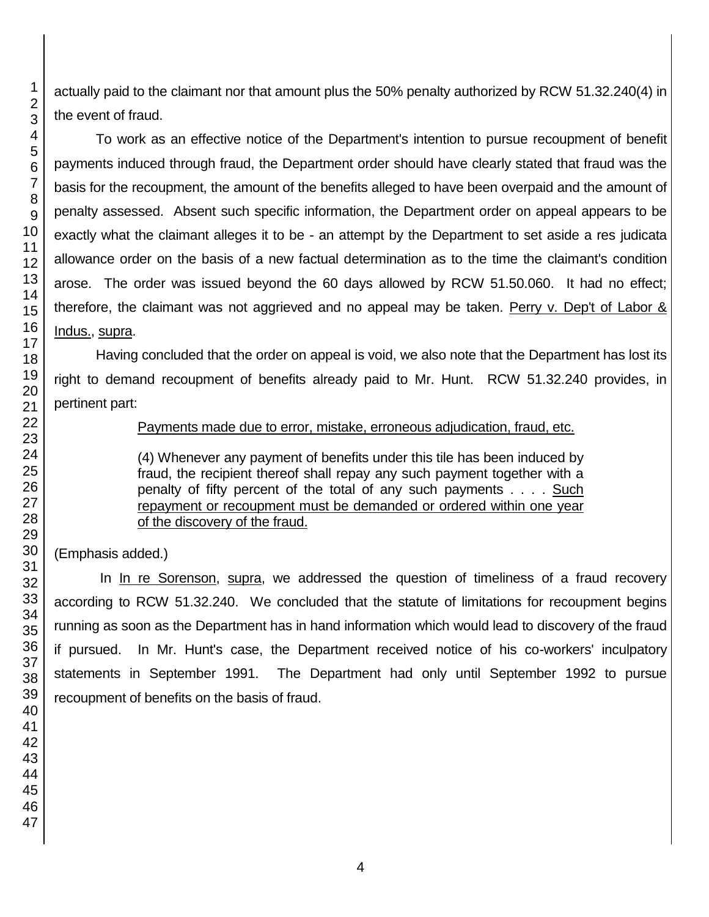actually paid to the claimant nor that amount plus the 50% penalty authorized by RCW 51.32.240(4) in the event of fraud.

To work as an effective notice of the Department's intention to pursue recoupment of benefit payments induced through fraud, the Department order should have clearly stated that fraud was the basis for the recoupment, the amount of the benefits alleged to have been overpaid and the amount of penalty assessed. Absent such specific information, the Department order on appeal appears to be exactly what the claimant alleges it to be - an attempt by the Department to set aside a res judicata allowance order on the basis of a new factual determination as to the time the claimant's condition arose. The order was issued beyond the 60 days allowed by RCW 51.50.060. It had no effect; therefore, the claimant was not aggrieved and no appeal may be taken. Perry v. Dep't of Labor & Indus., supra.

Having concluded that the order on appeal is void, we also note that the Department has lost its right to demand recoupment of benefits already paid to Mr. Hunt. RCW 51.32.240 provides, in pertinent part:

> Payments made due to error, mistake, erroneous adjudication, fraud, etc.
>
> (4) Whenever any payment of benefits under this tile has been induced by fraud, the recipient thereof shall repay any such payment together with a penalty of fifty percent of the total of any such payments . . . . Such repayment or recoupment must be demanded or ordered within one year of the discovery of the fraud.

(Emphasis added.)

In In re Sorenson, supra, we addressed the question of timeliness of a fraud recovery according to RCW 51.32.240. We concluded that the statute of limitations for recoupment begins running as soon as the Department has in hand information which would lead to discovery of the fraud if pursued. In Mr. Hunt's case, the Department received notice of his co-workers' inculpatory statements in September 1991. The Department had only until September 1992 to pursue recoupment of benefits on the basis of fraud.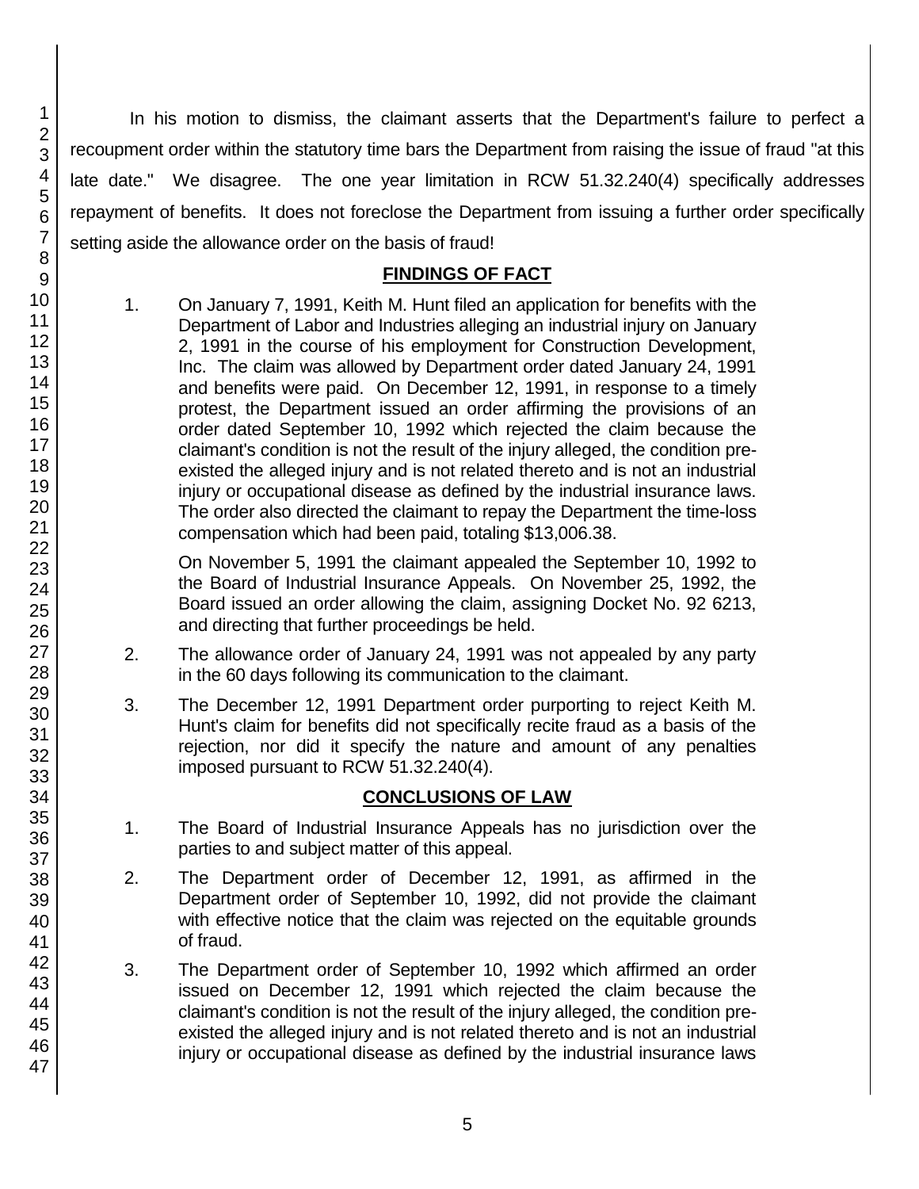In his motion to dismiss, the claimant asserts that the Department's failure to perfect a recoupment order within the statutory time bars the Department from raising the issue of fraud "at this late date." We disagree. The one year limitation in RCW 51.32.240(4) specifically addresses repayment of benefits. It does not foreclose the Department from issuing a further order specifically setting aside the allowance order on the basis of fraud!

## FINDINGS OF FACT

1. On January 7, 1991, Keith M. Hunt filed an application for benefits with the Department of Labor and Industries alleging an industrial injury on January 2, 1991 in the course of his employment for Construction Development, Inc. The claim was allowed by Department order dated January 24, 1991 and benefits were paid. On December 12, 1991, in response to a timely protest, the Department issued an order affirming the provisions of an order dated September 10, 1992 which rejected the claim because the claimant's condition is not the result of the injury alleged, the condition pre-existed the alleged injury and is not related thereto and is not an industrial injury or occupational disease as defined by the industrial insurance laws. The order also directed the claimant to repay the Department the time-loss compensation which had been paid, totaling $13,006.38.

   On November 5, 1991 the claimant appealed the September 10, 1992 to the Board of Industrial Insurance Appeals. On November 25, 1992, the Board issued an order allowing the claim, assigning Docket No. 92 6213, and directing that further proceedings be held.

2. The allowance order of January 24, 1991 was not appealed by any party in the 60 days following its communication to the claimant.

3. The December 12, 1991 Department order purporting to reject Keith M. Hunt's claim for benefits did not specifically recite fraud as a basis of the rejection, nor did it specify the nature and amount of any penalties imposed pursuant to RCW 51.32.240(4).

## CONCLUSIONS OF LAW

1. The Board of Industrial Insurance Appeals has no jurisdiction over the parties to and subject matter of this appeal.

2. The Department order of December 12, 1991, as affirmed in the Department order of September 10, 1992, did not provide the claimant with effective notice that the claim was rejected on the equitable grounds of fraud.

3. The Department order of September 10, 1992 which affirmed an order issued on December 12, 1991 which rejected the claim because the claimant's condition is not the result of the injury alleged, the condition pre-existed the alleged injury and is not related thereto and is not an industrial injury or occupational disease as defined by the industrial insurance laws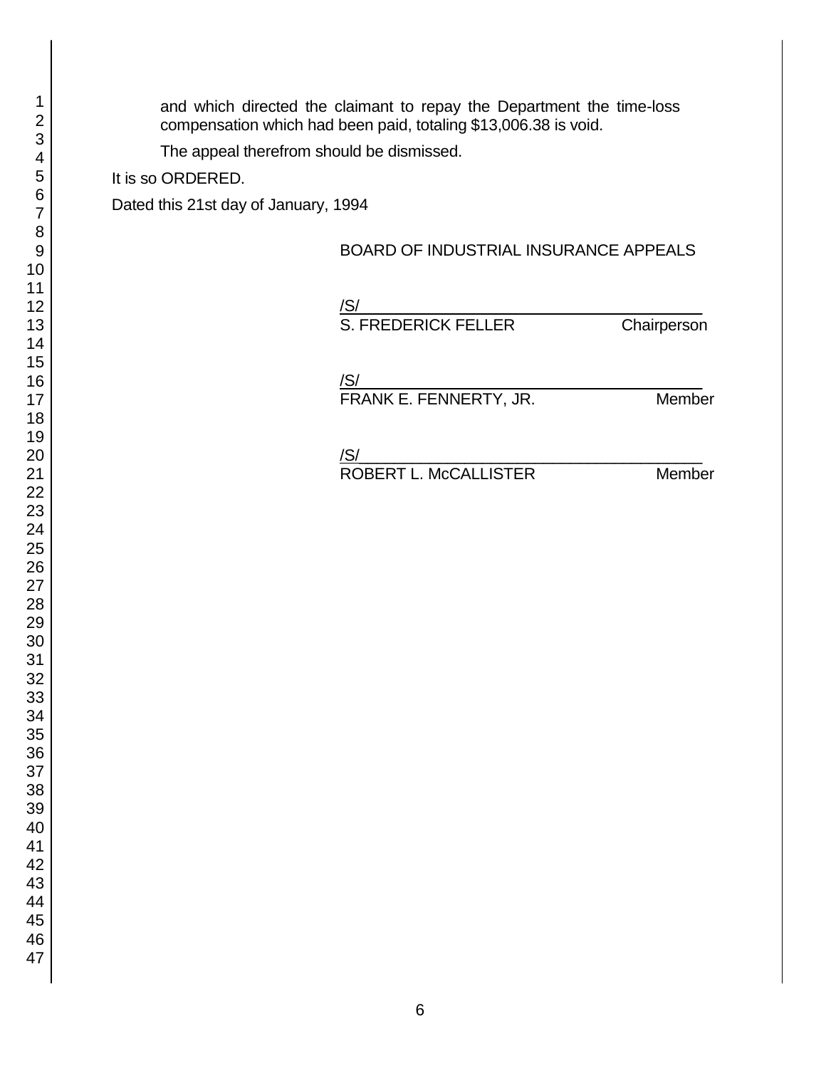and which directed the claimant to repay the Department the time-loss compensation which had been paid, totaling $13,006.38 is void.

The appeal therefrom should be dismissed.

It is so ORDERED.

Dated this 21st day of January, 1994

BOARD OF INDUSTRIAL INSURANCE APPEALS

/S/
S. FREDERICK FELLER Chairperson

/S/
FRANK E. FENNERTY, JR. Member

/S/
ROBERT L. McCALLISTER Member